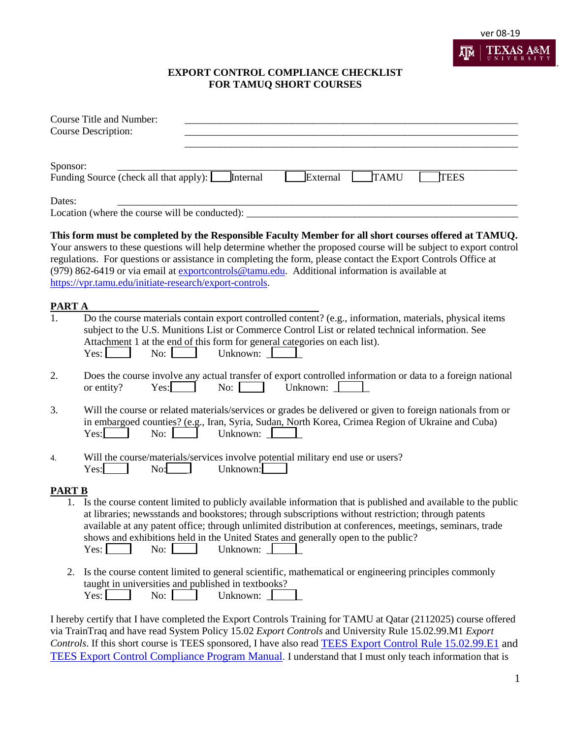ver 08-19

# EXPORT CONTROL COMPLIANCE CHECKLIST FOR TAMUQ SHORT COURSES

Course Title and Number: ______________________________________________

Course Description: ______________________________________________

______________________________________________

Sponsor: ______________________________________________

Funding Source (check all that apply): ☐ Internal ☐ External ☐ TAMU ☐ TEES

Dates: ______________________________________________

Location (where the course will be conducted): ______________________________________________

**This form must be completed by the Responsible Faculty Member for all short courses offered at TAMUQ.** Your answers to these questions will help determine whether the proposed course will be subject to export control regulations. For questions or assistance in completing the form, please contact the Export Controls Office at (979) 862-6419 or via email at exportcontrols@tamu.edu. Additional information is available at https://vpr.tamu.edu/initiate-research/export-controls.

## PART A

1. Do the course materials contain export controlled content? (e.g., information, materials, physical items subject to the U.S. Munitions List or Commerce Control List or related technical information. See Attachment 1 at the end of this form for general categories on each list).
   Yes: ☐ No: ☐ Unknown: ☐

2. Does the course involve any actual transfer of export controlled information or data to a foreign national or entity? Yes: ☐ No: ☐ Unknown: ☐

3. Will the course or related materials/services or grades be delivered or given to foreign nationals from or in embargoed counties? (e.g., Iran, Syria, Sudan, North Korea, Crimea Region of Ukraine and Cuba)
   Yes: ☐ No: ☐ Unknown: ☐

4. Will the course/materials/services involve potential military end use or users?
   Yes: ☐ No: ☐ Unknown: ☐

## PART B

1. Is the course content limited to publicly available information that is published and available to the public at libraries; newsstands and bookstores; through subscriptions without restriction; through patents available at any patent office; through unlimited distribution at conferences, meetings, seminars, trade shows and exhibitions held in the United States and generally open to the public?
   Yes: ☐ No: ☐ Unknown: ☐

2. Is the course content limited to general scientific, mathematical or engineering principles commonly taught in universities and published in textbooks?
   Yes: ☐ No: ☐ Unknown: ☐

I hereby certify that I have completed the Export Controls Training for TAMU at Qatar (2112025) course offered via TrainTraq and have read System Policy 15.02 *Export Controls* and University Rule 15.02.99.M1 *Export Controls*. If this short course is TEES sponsored, I have also read TEES Export Control Rule 15.02.99.E1 and TEES Export Control Compliance Program Manual. I understand that I must only teach information that is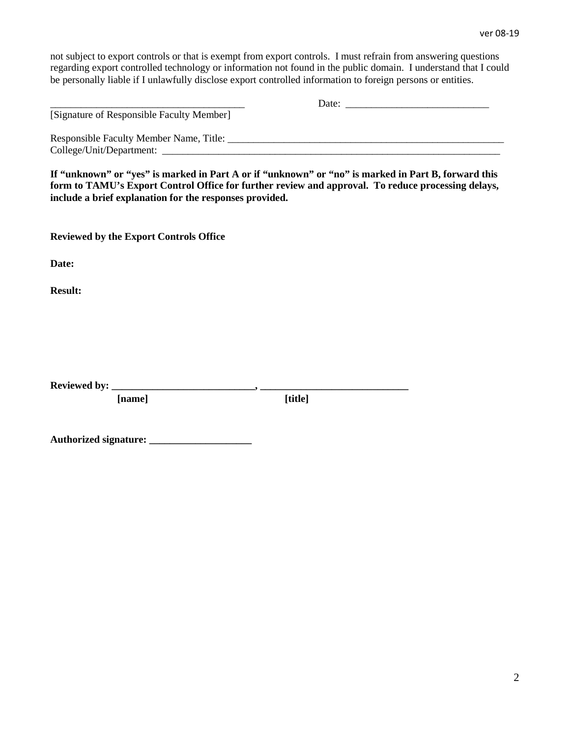not subject to export controls or that is exempt from export controls. I must refrain from answering questions regarding export controlled technology or information not found in the public domain. I understand that I could be personally liable if I unlawfully disclose export controlled information to foreign persons or entities.

_______________________________________ Date: ____________________________
[Signature of Responsible Faculty Member]

Responsible Faculty Member Name, Title: ________________________________________________________
College/Unit/Department: ______________________________________________________________________

**If "unknown" or "yes" is marked in Part A or if "unknown" or "no" is marked in Part B, forward this form to TAMU's Export Control Office for further review and approval. To reduce processing delays, include a brief explanation for the responses provided.**

**Reviewed by the Export Controls Office**

**Date:**

**Result:**

**Reviewed by: ____________________________, _____________________________**
**[name] [title]**

**Authorized signature: ____________________**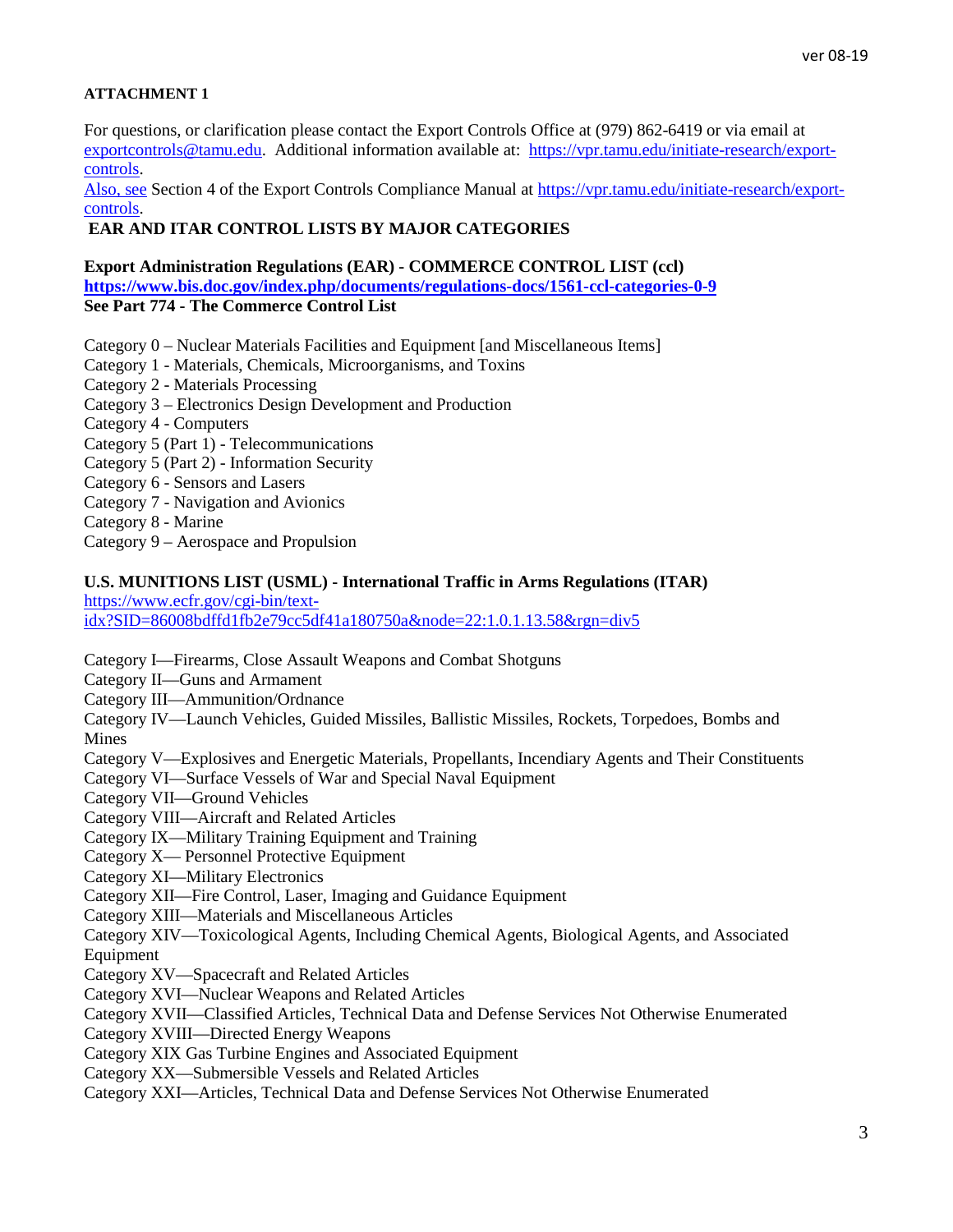**ATTACHMENT 1**

For questions, or clarification please contact the Export Controls Office at (979) 862-6419 or via email at exportcontrols@tamu.edu. Additional information available at: https://vpr.tamu.edu/initiate-research/export-controls.

Also, see Section 4 of the Export Controls Compliance Manual at https://vpr.tamu.edu/initiate-research/export-controls.

## EAR AND ITAR CONTROL LISTS BY MAJOR CATEGORIES

**Export Administration Regulations (EAR) - COMMERCE CONTROL LIST (ccl)**
**https://www.bis.doc.gov/index.php/documents/regulations-docs/1561-ccl-categories-0-9**
**See Part 774 - The Commerce Control List**

Category 0 – Nuclear Materials Facilities and Equipment [and Miscellaneous Items]
Category 1 - Materials, Chemicals, Microorganisms, and Toxins
Category 2 - Materials Processing
Category 3 – Electronics Design Development and Production
Category 4 - Computers
Category 5 (Part 1) - Telecommunications
Category 5 (Part 2) - Information Security
Category 6 - Sensors and Lasers
Category 7 - Navigation and Avionics
Category 8 - Marine
Category 9 – Aerospace and Propulsion

**U.S. MUNITIONS LIST (USML) - International Traffic in Arms Regulations (ITAR)**
https://www.ecfr.gov/cgi-bin/text-idx?SID=86008bdffd1fb2e79cc5df41a180750a&node=22:1.0.1.13.58&rgn=div5

Category I—Firearms, Close Assault Weapons and Combat Shotguns
Category II—Guns and Armament
Category III—Ammunition/Ordnance
Category IV—Launch Vehicles, Guided Missiles, Ballistic Missiles, Rockets, Torpedoes, Bombs and Mines
Category V—Explosives and Energetic Materials, Propellants, Incendiary Agents and Their Constituents
Category VI—Surface Vessels of War and Special Naval Equipment
Category VII—Ground Vehicles
Category VIII—Aircraft and Related Articles
Category IX—Military Training Equipment and Training
Category X— Personnel Protective Equipment
Category XI—Military Electronics
Category XII—Fire Control, Laser, Imaging and Guidance Equipment
Category XIII—Materials and Miscellaneous Articles
Category XIV—Toxicological Agents, Including Chemical Agents, Biological Agents, and Associated Equipment
Category XV—Spacecraft and Related Articles
Category XVI—Nuclear Weapons and Related Articles
Category XVII—Classified Articles, Technical Data and Defense Services Not Otherwise Enumerated
Category XVIII—Directed Energy Weapons
Category XIX Gas Turbine Engines and Associated Equipment
Category XX—Submersible Vessels and Related Articles
Category XXI—Articles, Technical Data and Defense Services Not Otherwise Enumerated